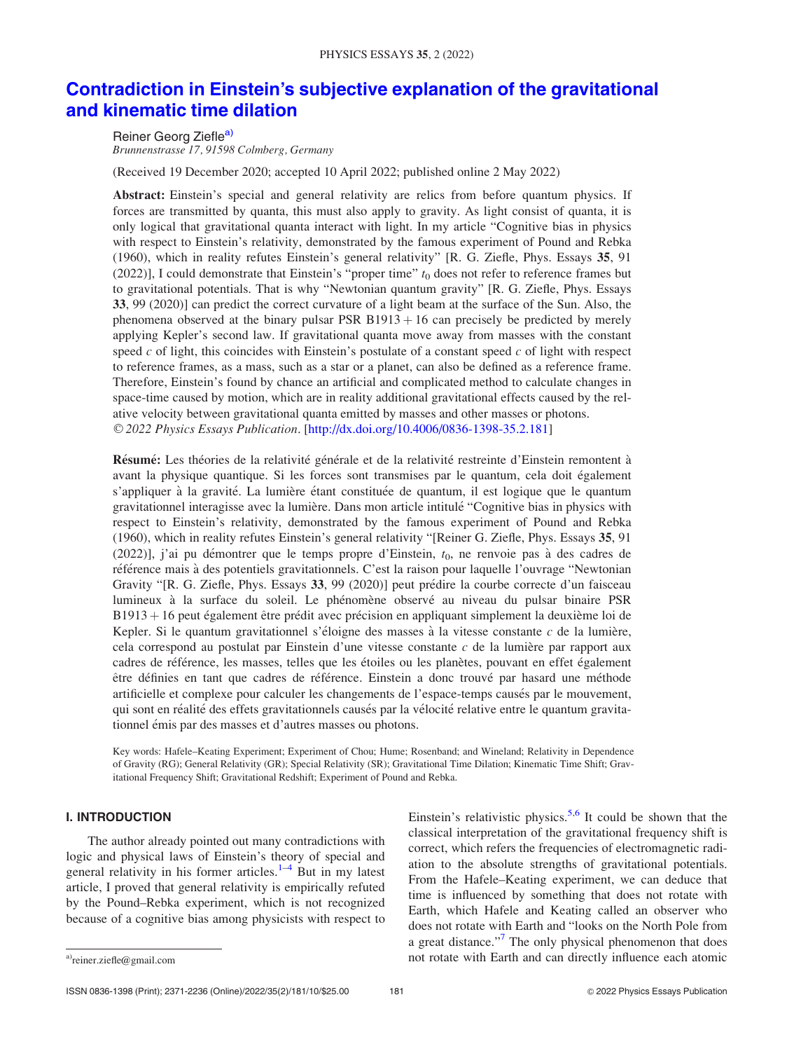# Contradiction in Einstein's subjective explanation of the gravitational and kinematic time dilation

Reiner Georg Ziefle[a)]

*Brunnenstrasse 17, 91598 Colmberg, Germany*

(Received 19 December 2020; accepted 10 April 2022; published online 2 May 2022)

**Abstract:** Einstein's special and general relativity are relics from before quantum physics. If forces are transmitted by quanta, this must also apply to gravity. As light consist of quanta, it is only logical that gravitational quanta interact with light. In my article "Cognitive bias in physics with respect to Einstein's relativity, demonstrated by the famous experiment of Pound and Rebka (1960), which in reality refutes Einstein's general relativity" [R. G. Ziefle, Phys. Essays **35**, 91 (2022)], I could demonstrate that Einstein's "proper time" $t_0$ does not refer to reference frames but to gravitational potentials. That is why "Newtonian quantum gravity" [R. G. Ziefle, Phys. Essays **33**, 99 (2020)] can predict the correct curvature of a light beam at the surface of the Sun. Also, the phenomena observed at the binary pulsar PSR B1913 + 16 can precisely be predicted by merely applying Kepler's second law. If gravitational quanta move away from masses with the constant speed $c$ of light, this coincides with Einstein's postulate of a constant speed $c$ of light with respect to reference frames, as a mass, such as a star or a planet, can also be defined as a reference frame. Therefore, Einstein's found by chance an artificial and complicated method to calculate changes in space-time caused by motion, which are in reality additional gravitational effects caused by the relative velocity between gravitational quanta emitted by masses and other masses or photons. *© 2022 Physics Essays Publication*. [http://dx.doi.org/10.4006/0836-1398-35.2.181]

**Résumé:** Les théories de la relativité générale et de la relativité restreinte d'Einstein remontent à avant la physique quantique. Si les forces sont transmises par le quantum, cela doit également s'appliquer à la gravité. La lumière étant constituée de quantum, il est logique que le quantum gravitationnel interagisse avec la lumière. Dans mon article intitulé "Cognitive bias in physics with respect to Einstein's relativity, demonstrated by the famous experiment of Pound and Rebka (1960), which in reality refutes Einstein's general relativity "[Reiner G. Ziefle, Phys. Essays **35**, 91 (2022)], j'ai pu démontrer que le temps propre d'Einstein, $t_0$, ne renvoie pas à des cadres de référence mais à des potentiels gravitationnels. C'est la raison pour laquelle l'ouvrage "Newtonian Gravity "[R. G. Ziefle, Phys. Essays **33**, 99 (2020)] peut prédire la courbe correcte d'un faisceau lumineux à la surface du soleil. Le phénomène observé au niveau du pulsar binaire PSR B1913 + 16 peut également être prédit avec précision en appliquant simplement la deuxième loi de Kepler. Si le quantum gravitationnel s'éloigne des masses à la vitesse constante $c$ de la lumière, cela correspond au postulat par Einstein d'une vitesse constante $c$ de la lumière par rapport aux cadres de référence, les masses, telles que les étoiles ou les planètes, pouvant en effet également être définies en tant que cadres de référence. Einstein a donc trouvé par hasard une méthode artificielle et complexe pour calculer les changements de l'espace-temps causés par le mouvement, qui sont en réalité des effets gravitationnels causés par la vélocité relative entre le quantum gravitationnel émis par des masses et d'autres masses ou photons.

Key words: Hafele–Keating Experiment; Experiment of Chou; Hume; Rosenband; and Wineland; Relativity in Dependence of Gravity (RG); General Relativity (GR); Special Relativity (SR); Gravitational Time Dilation; Kinematic Time Shift; Gravitational Frequency Shift; Gravitational Redshift; Experiment of Pound and Rebka.

## I. INTRODUCTION

The author already pointed out many contradictions with logic and physical laws of Einstein's theory of special and general relativity in his former articles.[1–4] But in my latest article, I proved that general relativity is empirically refuted by the Pound–Rebka experiment, which is not recognized because of a cognitive bias among physicists with respect to Einstein's relativistic physics.[5,6] It could be shown that the classical interpretation of the gravitational frequency shift is correct, which refers the frequencies of electromagnetic radiation to the absolute strengths of gravitational potentials. From the Hafele–Keating experiment, we can deduce that time is influenced by something that does not rotate with Earth, which Hafele and Keating called an observer who does not rotate with Earth and "looks on the North Pole from a great distance."[7] The only physical phenomenon that does not rotate with Earth and can directly influence each atomic

[a)]reiner.ziefle@gmail.com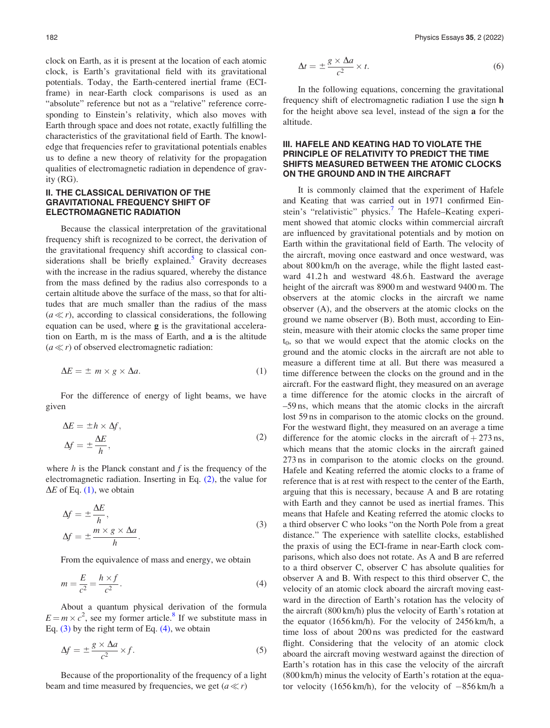clock on Earth, as it is present at the location of each atomic clock, is Earth's gravitational field with its gravitational potentials. Today, the Earth-centered inertial frame (ECI-frame) in near-Earth clock comparisons is used as an "absolute" reference but not as a "relative" reference corresponding to Einstein's relativity, which also moves with Earth through space and does not rotate, exactly fulfilling the characteristics of the gravitational field of Earth. The knowledge that frequencies refer to gravitational potentials enables us to define a new theory of relativity for the propagation qualities of electromagnetic radiation in dependence of gravity (RG).

## II. THE CLASSICAL DERIVATION OF THE GRAVITATIONAL FREQUENCY SHIFT OF ELECTROMAGNETIC RADIATION

Because the classical interpretation of the gravitational frequency shift is recognized to be correct, the derivation of the gravitational frequency shift according to classical considerations shall be briefly explained.[5] Gravity decreases with the increase in the radius squared, whereby the distance from the mass defined by the radius also corresponds to a certain altitude above the surface of the mass, so that for altitudes that are much smaller than the radius of the mass ($a \ll r$), according to classical considerations, the following equation can be used, where **g** is the gravitational acceleration on Earth, m is the mass of Earth, and **a** is the altitude ($a \ll r$) of observed electromagnetic radiation:

$$\Delta E = \pm\, m \times g \times \Delta a. \tag{1}$$

For the difference of energy of light beams, we have given

$$\begin{aligned} \Delta E &= \pm h \times \Delta f, \\ \Delta f &= \pm \frac{\Delta E}{h}, \end{aligned} \tag{2}$$

where $h$ is the Planck constant and $f$ is the frequency of the electromagnetic radiation. Inserting in Eq. (2), the value for $\Delta E$ of Eq. (1), we obtain

$$\begin{aligned} \Delta f &= \pm \frac{\Delta E}{h}, \\ \Delta f &= \pm \frac{m \times g \times \Delta a}{h}. \end{aligned} \tag{3}$$

From the equivalence of mass and energy, we obtain

$$m = \frac{E}{c^2} = \frac{h \times f}{c^2}. \tag{4}$$

About a quantum physical derivation of the formula $E = m \times c^2$, see my former article.[8] If we substitute mass in Eq. (3) by the right term of Eq. (4), we obtain

$$\Delta f = \pm \frac{g \times \Delta a}{c^2} \times f. \tag{5}$$

Because of the proportionality of the frequency of a light beam and time measured by frequencies, we get ($a \ll r$)

$$\Delta t = \pm \frac{g \times \Delta a}{c^2} \times t. \tag{6}$$

In the following equations, concerning the gravitational frequency shift of electromagnetic radiation I use the sign **h** for the height above sea level, instead of the sign **a** for the altitude.

## III. HAFELE AND KEATING HAD TO VIOLATE THE PRINCIPLE OF RELATIVITY TO PREDICT THE TIME SHIFTS MEASURED BETWEEN THE ATOMIC CLOCKS ON THE GROUND AND IN THE AIRCRAFT

It is commonly claimed that the experiment of Hafele and Keating that was carried out in 1971 confirmed Einstein's "relativistic" physics.[7] The Hafele–Keating experiment showed that atomic clocks within commercial aircraft are influenced by gravitational potentials and by motion on Earth within the gravitational field of Earth. The velocity of the aircraft, moving once eastward and once westward, was about 800 km/h on the average, while the flight lasted eastward 41.2 h and westward 48.6 h. Eastward the average height of the aircraft was 8900 m and westward 9400 m. The observers at the atomic clocks in the aircraft we name observer (A), and the observers at the atomic clocks on the ground we name observer (B). Both must, according to Einstein, measure with their atomic clocks the same proper time $t_0$, so that we would expect that the atomic clocks on the ground and the atomic clocks in the aircraft are not able to measure a different time at all. But there was measured a time difference between the clocks on the ground and in the aircraft. For the eastward flight, they measured on an average a time difference for the atomic clocks in the aircraft of –59 ns, which means that the atomic clocks in the aircraft lost 59 ns in comparison to the atomic clocks on the ground. For the westward flight, they measured on an average a time difference for the atomic clocks in the aircraft of + 273 ns, which means that the atomic clocks in the aircraft gained 273 ns in comparison to the atomic clocks on the ground. Hafele and Keating referred the atomic clocks to a frame of reference that is at rest with respect to the center of the Earth, arguing that this is necessary, because A and B are rotating with Earth and they cannot be used as inertial frames. This means that Hafele and Keating referred the atomic clocks to a third observer C who looks "on the North Pole from a great distance." The experience with satellite clocks, established the praxis of using the ECI-frame in near-Earth clock comparisons, which also does not rotate. As A and B are referred to a third observer C, observer C has absolute qualities for observer A and B. With respect to this third observer C, the velocity of an atomic clock aboard the aircraft moving eastward in the direction of Earth's rotation has the velocity of the aircraft (800 km/h) plus the velocity of Earth's rotation at the equator (1656 km/h). For the velocity of 2456 km/h, a time loss of about 200 ns was predicted for the eastward flight. Considering that the velocity of an atomic clock aboard the aircraft moving westward against the direction of Earth's rotation has in this case the velocity of the aircraft (800 km/h) minus the velocity of Earth's rotation at the equator velocity (1656 km/h), for the velocity of −856 km/h a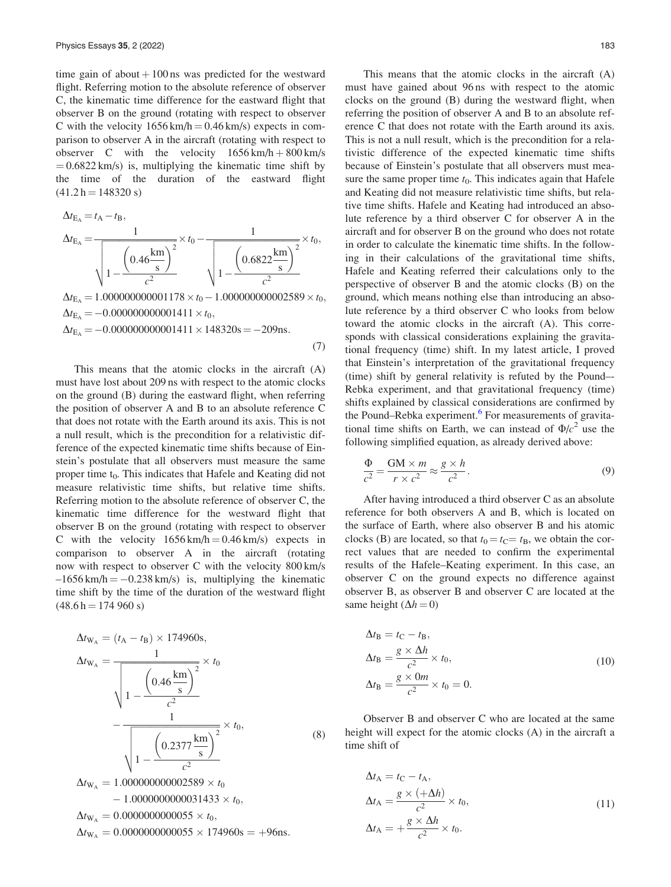time gain of about + 100 ns was predicted for the westward flight. Referring motion to the absolute reference of observer C, the kinematic time difference for the eastward flight that observer B on the ground (rotating with respect to observer C with the velocity 1656 km/h = 0.46 km/s) expects in comparison to observer A in the aircraft (rotating with respect to observer C with the velocity 1656 km/h + 800 km/s = 0.6822 km/s) is, multiplying the kinematic time shift by the time of the duration of the eastward flight (41.2 h = 148320 s)

$$
\begin{aligned}
&\Delta t_{E_A} = t_A - t_B,\\
&\Delta t_{E_A} = \frac{1}{\sqrt{1-\frac{\left(0.46\frac{\text{km}}{\text{s}}\right)^2}{c^2}}} \times t_0 - \frac{1}{\sqrt{1-\frac{\left(0.6822\frac{\text{km}}{\text{s}}\right)^2}{c^2}}} \times t_0,\\
&\Delta t_{E_A} = 1.000000000001178 \times t_0 - 1.000000000002589 \times t_0,\\
&\Delta t_{E_A} = -0.000000000001411 \times t_0,\\
&\Delta t_{E_A} = -0.000000000001411 \times 148320\text{s} = -209\text{ns}.
\end{aligned} \tag{7}
$$

This means that the atomic clocks in the aircraft (A) must have lost about 209 ns with respect to the atomic clocks on the ground (B) during the eastward flight, when referring the position of observer A and B to an absolute reference C that does not rotate with the Earth around its axis. This is not a null result, which is the precondition for a relativistic difference of the expected kinematic time shifts because of Einstein's postulate that all observers must measure the same proper time $t_0$. This indicates that Hafele and Keating did not measure relativistic time shifts, but relative time shifts. Referring motion to the absolute reference of observer C, the kinematic time difference for the westward flight that observer B on the ground (rotating with respect to observer C with the velocity 1656 km/h = 0.46 km/s) expects in comparison to observer A in the aircraft (rotating now with respect to observer C with the velocity 800 km/s –1656 km/h = –0.238 km/s) is, multiplying the kinematic time shift by the time of the duration of the westward flight (48.6 h = 174 960 s)

$$
\begin{aligned}
&\Delta t_{W_A} = (t_A - t_B) \times 174960\text{s},\\
&\Delta t_{W_A} = \frac{1}{\sqrt{1-\frac{\left(0.46\frac{\text{km}}{\text{s}}\right)^2}{c^2}}} \times t_0\\
&\qquad - \frac{1}{\sqrt{1-\frac{\left(0.2377\frac{\text{km}}{\text{s}}\right)^2}{c^2}}} \times t_0,\\
&\Delta t_{W_A} = 1.000000000002589 \times t_0\\
&\qquad - 1.0000000000031433 \times t_0,\\
&\Delta t_{W_A} = 0.0000000000055 \times t_0,\\
&\Delta t_{W_A} = 0.0000000000055 \times 174960\text{s} = +96\text{ns}.
\end{aligned} \tag{8}
$$

This means that the atomic clocks in the aircraft (A) must have gained about 96 ns with respect to the atomic clocks on the ground (B) during the westward flight, when referring the position of observer A and B to an absolute reference C that does not rotate with the Earth around its axis. This is not a null result, which is the precondition for a relativistic difference of the expected kinematic time shifts because of Einstein's postulate that all observers must measure the same proper time $t_0$. This indicates again that Hafele and Keating did not measure relativistic time shifts, but relative time shifts. Hafele and Keating had introduced an absolute reference by a third observer C for observer A in the aircraft and for observer B on the ground who does not rotate in order to calculate the kinematic time shifts. In the following in their calculations of the gravitational time shifts, Hafele and Keating referred their calculations only to the perspective of observer B and the atomic clocks (B) on the ground, which means nothing else than introducing an absolute reference by a third observer C who looks from below toward the atomic clocks in the aircraft (A). This corresponds with classical considerations explaining the gravitational frequency (time) shift. In my latest article, I proved that Einstein's interpretation of the gravitational frequency (time) shift by general relativity is refuted by the Pound–-Rebka experiment, and that gravitational frequency (time) shifts explained by classical considerations are confirmed by the Pound–Rebka experiment.[6] For measurements of gravitational time shifts on Earth, we can instead of $\Phi/c^2$ use the following simplified equation, as already derived above:

$$
\frac{\Phi}{c^2} = \frac{\text{GM} \times m}{r \times c^2} \approx \frac{g \times h}{c^2}. \tag{9}
$$

After having introduced a third observer C as an absolute reference for both observers A and B, which is located on the surface of Earth, where also observer B and his atomic clocks (B) are located, so that $t_0 = t_C = t_B$, we obtain the correct values that are needed to confirm the experimental results of the Hafele–Keating experiment. In this case, an observer C on the ground expects no difference against observer B, as observer B and observer C are located at the same height ($\Delta h = 0$)

$$
\begin{aligned}
&\Delta t_B = t_C - t_B,\\
&\Delta t_B = \frac{g \times \Delta h}{c^2} \times t_0,\\
&\Delta t_B = \frac{g \times 0m}{c^2} \times t_0 = 0.
\end{aligned} \tag{10}
$$

Observer B and observer C who are located at the same height will expect for the atomic clocks (A) in the aircraft a time shift of

$$
\begin{aligned}
&\Delta t_A = t_C - t_A,\\
&\Delta t_A = \frac{g \times (+\Delta h)}{c^2} \times t_0,\\
&\Delta t_A = +\frac{g \times \Delta h}{c^2} \times t_0.
\end{aligned} \tag{11}
$$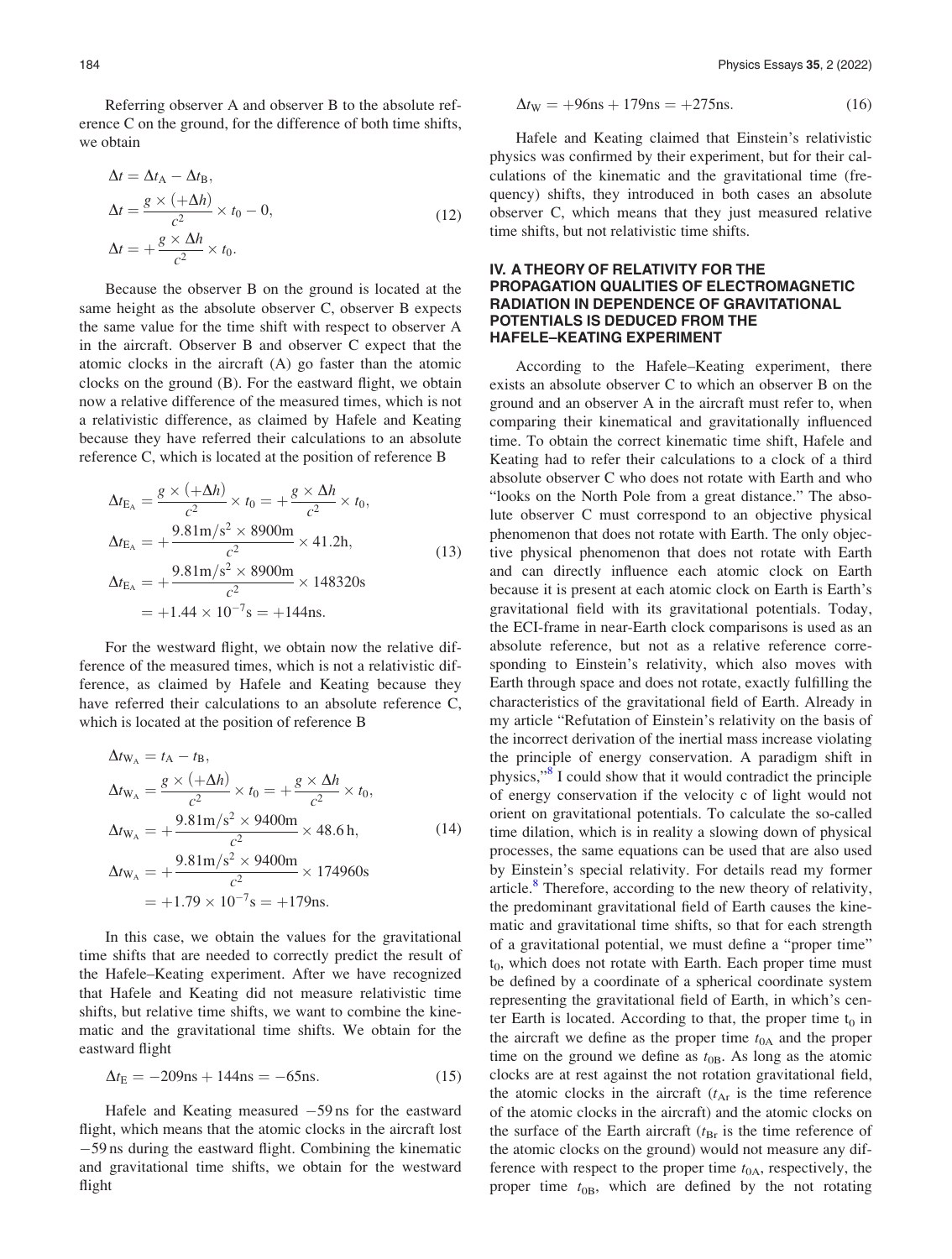Referring observer A and observer B to the absolute reference C on the ground, for the difference of both time shifts, we obtain

$$\begin{aligned}
\Delta t &= \Delta t_{\mathrm{A}} - \Delta t_{\mathrm{B}},\\
\Delta t &= \frac{g \times (+\Delta h)}{c^2} \times t_0 - 0,\\
\Delta t &= +\frac{g \times \Delta h}{c^2} \times t_0.
\end{aligned} \tag{12}$$

Because the observer B on the ground is located at the same height as the absolute observer C, observer B expects the same value for the time shift with respect to observer A in the aircraft. Observer B and observer C expect that the atomic clocks in the aircraft (A) go faster than the atomic clocks on the ground (B). For the eastward flight, we obtain now a relative difference of the measured times, which is not a relativistic difference, as claimed by Hafele and Keating because they have referred their calculations to an absolute reference C, which is located at the position of reference B

$$\begin{aligned}
\Delta t_{\mathrm{E_A}} &= \frac{g \times (+\Delta h)}{c^2} \times t_0 = +\frac{g \times \Delta h}{c^2} \times t_0,\\
\Delta t_{\mathrm{E_A}} &= +\frac{9.81\mathrm{m/s^2} \times 8900\mathrm{m}}{c^2} \times 41.2\mathrm{h},\\
\Delta t_{\mathrm{E_A}} &= +\frac{9.81\mathrm{m/s^2} \times 8900\mathrm{m}}{c^2} \times 148320\mathrm{s}\\
&= +1.44 \times 10^{-7}\mathrm{s} = +144\mathrm{ns}.
\end{aligned} \tag{13}$$

For the westward flight, we obtain now the relative difference of the measured times, which is not a relativistic difference, as claimed by Hafele and Keating because they have referred their calculations to an absolute reference C, which is located at the position of reference B

$$\begin{aligned}
\Delta t_{\mathrm{W_A}} &= t_{\mathrm{A}} - t_{\mathrm{B}},\\
\Delta t_{\mathrm{W_A}} &= \frac{g \times (+\Delta h)}{c^2} \times t_0 = +\frac{g \times \Delta h}{c^2} \times t_0,\\
\Delta t_{\mathrm{W_A}} &= +\frac{9.81\mathrm{m/s^2} \times 9400\mathrm{m}}{c^2} \times 48.6\,\mathrm{h},\\
\Delta t_{\mathrm{W_A}} &= +\frac{9.81\mathrm{m/s^2} \times 9400\mathrm{m}}{c^2} \times 174960\mathrm{s}\\
&= +1.79 \times 10^{-7}\mathrm{s} = +179\mathrm{ns}.
\end{aligned} \tag{14}$$

In this case, we obtain the values for the gravitational time shifts that are needed to correctly predict the result of the Hafele–Keating experiment. After we have recognized that Hafele and Keating did not measure relativistic time shifts, but relative time shifts, we want to combine the kinematic and the gravitational time shifts. We obtain for the eastward flight

$$\Delta t_{\mathrm{E}} = -209\mathrm{ns} + 144\mathrm{ns} = -65\mathrm{ns}. \tag{15}$$

Hafele and Keating measured $-59$ ns for the eastward flight, which means that the atomic clocks in the aircraft lost $-59$ ns during the eastward flight. Combining the kinematic and gravitational time shifts, we obtain for the westward flight

$$\Delta t_{\mathrm{W}} = +96\mathrm{ns} + 179\mathrm{ns} = +275\mathrm{ns}. \tag{16}$$

Hafele and Keating claimed that Einstein's relativistic physics was confirmed by their experiment, but for their calculations of the kinematic and the gravitational time (frequency) shifts, they introduced in both cases an absolute observer C, which means that they just measured relative time shifts, but not relativistic time shifts.

## IV. A THEORY OF RELATIVITY FOR THE PROPAGATION QUALITIES OF ELECTROMAGNETIC RADIATION IN DEPENDENCE OF GRAVITATIONAL POTENTIALS IS DEDUCED FROM THE HAFELE–KEATING EXPERIMENT

According to the Hafele–Keating experiment, there exists an absolute observer C to which an observer B on the ground and an observer A in the aircraft must refer to, when comparing their kinematical and gravitationally influenced time. To obtain the correct kinematic time shift, Hafele and Keating had to refer their calculations to a clock of a third absolute observer C who does not rotate with Earth and who "looks on the North Pole from a great distance." The absolute observer C must correspond to an objective physical phenomenon that does not rotate with Earth. The only objective physical phenomenon that does not rotate with Earth and can directly influence each atomic clock on Earth because it is present at each atomic clock on Earth is Earth's gravitational field with its gravitational potentials. Today, the ECI-frame in near-Earth clock comparisons is used as an absolute reference, but not as a relative reference corresponding to Einstein's relativity, which also moves with Earth through space and does not rotate, exactly fulfilling the characteristics of the gravitational field of Earth. Already in my article "Refutation of Einstein's relativity on the basis of the incorrect derivation of the inertial mass increase violating the principle of energy conservation. A paradigm shift in physics,"[8] I could show that it would contradict the principle of energy conservation if the velocity c of light would not orient on gravitational potentials. To calculate the so-called time dilation, which is in reality a slowing down of physical processes, the same equations can be used that are also used by Einstein's special relativity. For details read my former article.[8] Therefore, according to the new theory of relativity, the predominant gravitational field of Earth causes the kinematic and gravitational time shifts, so that for each strength of a gravitational potential, we must define a "proper time" $t_0$, which does not rotate with Earth. Each proper time must be defined by a coordinate of a spherical coordinate system representing the gravitational field of Earth, in which's center Earth is located. According to that, the proper time $t_0$ in the aircraft we define as the proper time $t_{0A}$ and the proper time on the ground we define as $t_{0B}$. As long as the atomic clocks are at rest against the not rotation gravitational field, the atomic clocks in the aircraft ($t_{\mathrm{Ar}}$ is the time reference of the atomic clocks in the aircraft) and the atomic clocks on the surface of the Earth aircraft ($t_{\mathrm{Br}}$ is the time reference of the atomic clocks on the ground) would not measure any difference with respect to the proper time $t_{0A}$, respectively, the proper time $t_{0B}$, which are defined by the not rotating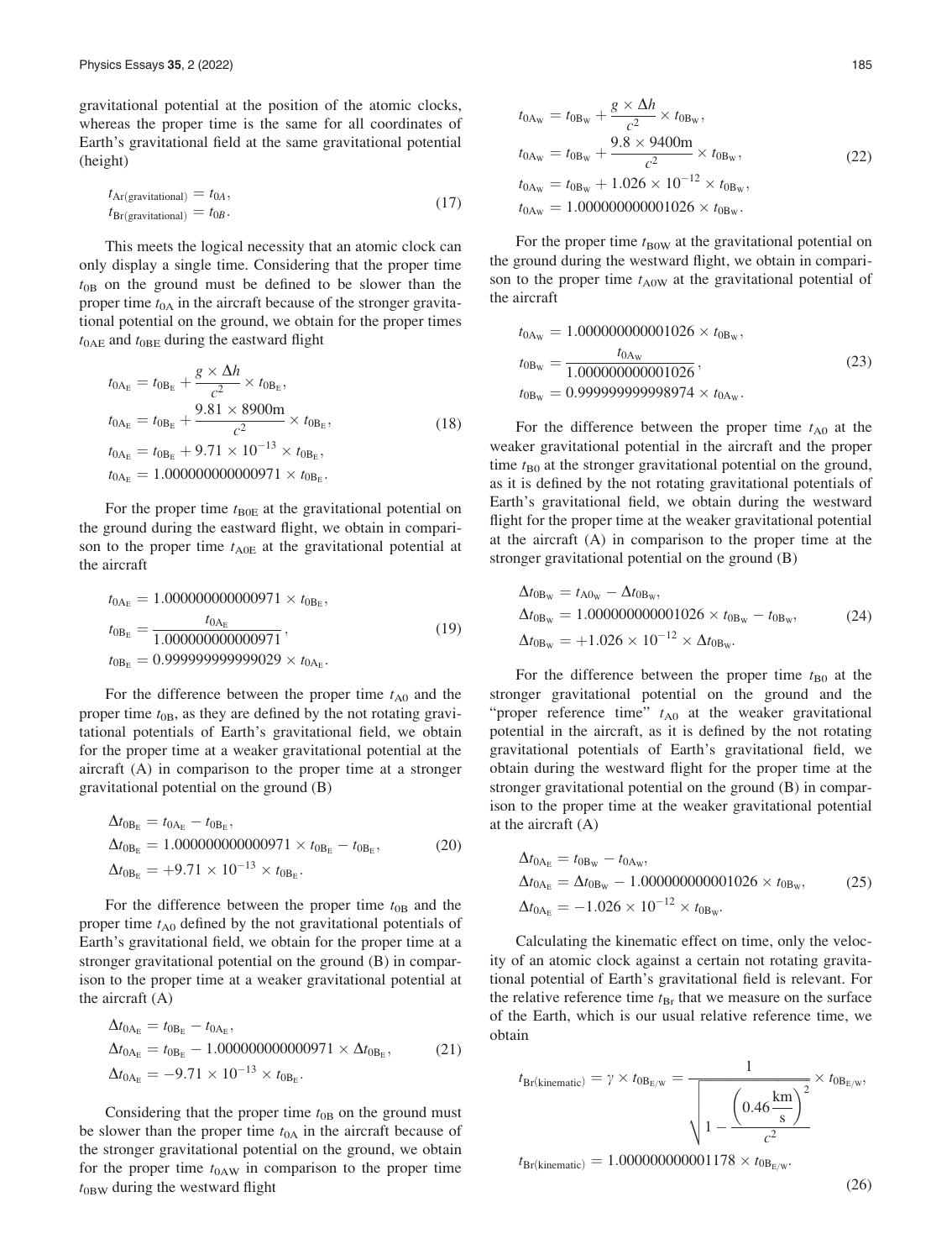gravitational potential at the position of the atomic clocks, whereas the proper time is the same for all coordinates of Earth's gravitational field at the same gravitational potential (height)

$$
\begin{aligned}
t_{\mathrm{Ar(gravitational)}} &= t_{0A}, \\
t_{\mathrm{Br(gravitational)}} &= t_{0B}.
\end{aligned}
\tag{17}
$$

This meets the logical necessity that an atomic clock can only display a single time. Considering that the proper time $t_{0B}$ on the ground must be defined to be slower than the proper time $t_{0A}$ in the aircraft because of the stronger gravitational potential on the ground, we obtain for the proper times $t_{0AE}$ and $t_{0BE}$ during the eastward flight

$$
\begin{aligned}
t_{0A_E} &= t_{0B_E} + \frac{g \times \Delta h}{c^2} \times t_{0B_E}, \\
t_{0A_E} &= t_{0B_E} + \frac{9.81 \times 8900\mathrm{m}}{c^2} \times t_{0B_E}, \\
t_{0A_E} &= t_{0B_E} + 9.71 \times 10^{-13} \times t_{0B_E}, \\
t_{0A_E} &= 1.000000000000971 \times t_{0B_E}.
\end{aligned}
\tag{18}
$$

For the proper time $t_{B0E}$ at the gravitational potential on the ground during the eastward flight, we obtain in comparison to the proper time $t_{A0E}$ at the gravitational potential at the aircraft

$$
\begin{aligned}
t_{0A_E} &= 1.000000000000971 \times t_{0B_E}, \\
t_{0B_E} &= \frac{t_{0A_E}}{1.000000000000971}, \\
t_{0B_E} &= 0.999999999999029 \times t_{0A_E}.
\end{aligned}
\tag{19}
$$

For the difference between the proper time $t_{A0}$ and the proper time $t_{0B}$, as they are defined by the not rotating gravitational potentials of Earth's gravitational field, we obtain for the proper time at a weaker gravitational potential at the aircraft (A) in comparison to the proper time at a stronger gravitational potential on the ground (B)

$$
\begin{aligned}
\Delta t_{0B_E} &= t_{0A_E} - t_{0B_E}, \\
\Delta t_{0B_E} &= 1.000000000000971 \times t_{0B_E} - t_{0B_E}, \\
\Delta t_{0B_E} &= +9.71 \times 10^{-13} \times t_{0B_E}.
\end{aligned}
\tag{20}
$$

For the difference between the proper time $t_{0B}$ and the proper time $t_{A0}$ defined by the not gravitational potentials of Earth's gravitational field, we obtain for the proper time at a stronger gravitational potential on the ground (B) in comparison to the proper time at a weaker gravitational potential at the aircraft (A)

$$
\begin{aligned}
\Delta t_{0A_E} &= t_{0B_E} - t_{0A_E}, \\
\Delta t_{0A_E} &= t_{0B_E} - 1.000000000000971 \times \Delta t_{0B_E}, \\
\Delta t_{0A_E} &= -9.71 \times 10^{-13} \times t_{0B_E}.
\end{aligned}
\tag{21}
$$

Considering that the proper time $t_{0B}$ on the ground must be slower than the proper time $t_{0A}$ in the aircraft because of the stronger gravitational potential on the ground, we obtain for the proper time $t_{0AW}$ in comparison to the proper time $t_{0BW}$ during the westward flight

$$
\begin{aligned}
t_{0A_W} &= t_{0B_W} + \frac{g \times \Delta h}{c^2} \times t_{0B_W}, \\
t_{0A_W} &= t_{0B_W} + \frac{9.8 \times 9400\mathrm{m}}{c^2} \times t_{0B_W}, \\
t_{0A_W} &= t_{0B_W} + 1.026 \times 10^{-12} \times t_{0B_W}, \\
t_{0A_W} &= 1.000000000001026 \times t_{0B_W}.
\end{aligned}
\tag{22}
$$

For the proper time $t_{B0W}$ at the gravitational potential on the ground during the westward flight, we obtain in comparison to the proper time $t_{A0W}$ at the gravitational potential of the aircraft

$$
\begin{aligned}
t_{0A_W} &= 1.000000000001026 \times t_{0B_W}, \\
t_{0B_W} &= \frac{t_{0A_W}}{1.000000000001026}, \\
t_{0B_W} &= 0.999999999998974 \times t_{0A_W}.
\end{aligned}
\tag{23}
$$

For the difference between the proper time $t_{A0}$ at the weaker gravitational potential in the aircraft and the proper time $t_{B0}$ at the stronger gravitational potential on the ground, as it is defined by the not rotating gravitational potentials of Earth's gravitational field, we obtain during the westward flight for the proper time at the weaker gravitational potential at the aircraft (A) in comparison to the proper time at the stronger gravitational potential on the ground (B)

$$
\begin{aligned}
\Delta t_{0B_W} &= t_{A0_W} - \Delta t_{0B_W}, \\
\Delta t_{0B_W} &= 1.000000000001026 \times t_{0B_W} - t_{0B_W}, \\
\Delta t_{0B_W} &= +1.026 \times 10^{-12} \times \Delta t_{0B_W}.
\end{aligned}
\tag{24}
$$

For the difference between the proper time $t_{B0}$ at the stronger gravitational potential on the ground and the "proper reference time" $t_{A0}$ at the weaker gravitational potential in the aircraft, as it is defined by the not rotating gravitational potentials of Earth's gravitational field, we obtain during the westward flight for the proper time at the stronger gravitational potential on the ground (B) in comparison to the proper time at the weaker gravitational potential at the aircraft (A)

$$
\begin{aligned}
\Delta t_{0A_E} &= t_{0B_W} - t_{0A_W}, \\
\Delta t_{0A_E} &= \Delta t_{0B_W} - 1.000000000001026 \times t_{0B_W}, \\
\Delta t_{0A_E} &= -1.026 \times 10^{-12} \times t_{0B_W}.
\end{aligned}
\tag{25}
$$

Calculating the kinematic effect on time, only the velocity of an atomic clock against a certain not rotating gravitational potential of Earth's gravitational field is relevant. For the relative reference time $t_{Br}$ that we measure on the surface of the Earth, which is our usual relative reference time, we obtain

$$
\begin{aligned}
t_{\mathrm{Br(kinematic)}} &= \gamma \times t_{0B_{E/W}} = \frac{1}{\sqrt{1 - \frac{\left(0.46\frac{\mathrm{km}}{\mathrm{s}}\right)^2}{c^2}}} \times t_{0B_{E/W}}, \\
t_{\mathrm{Br(kinematic)}} &= 1.000000000001178 \times t_{0B_{E/W}}.
\end{aligned}
\tag{26}
$$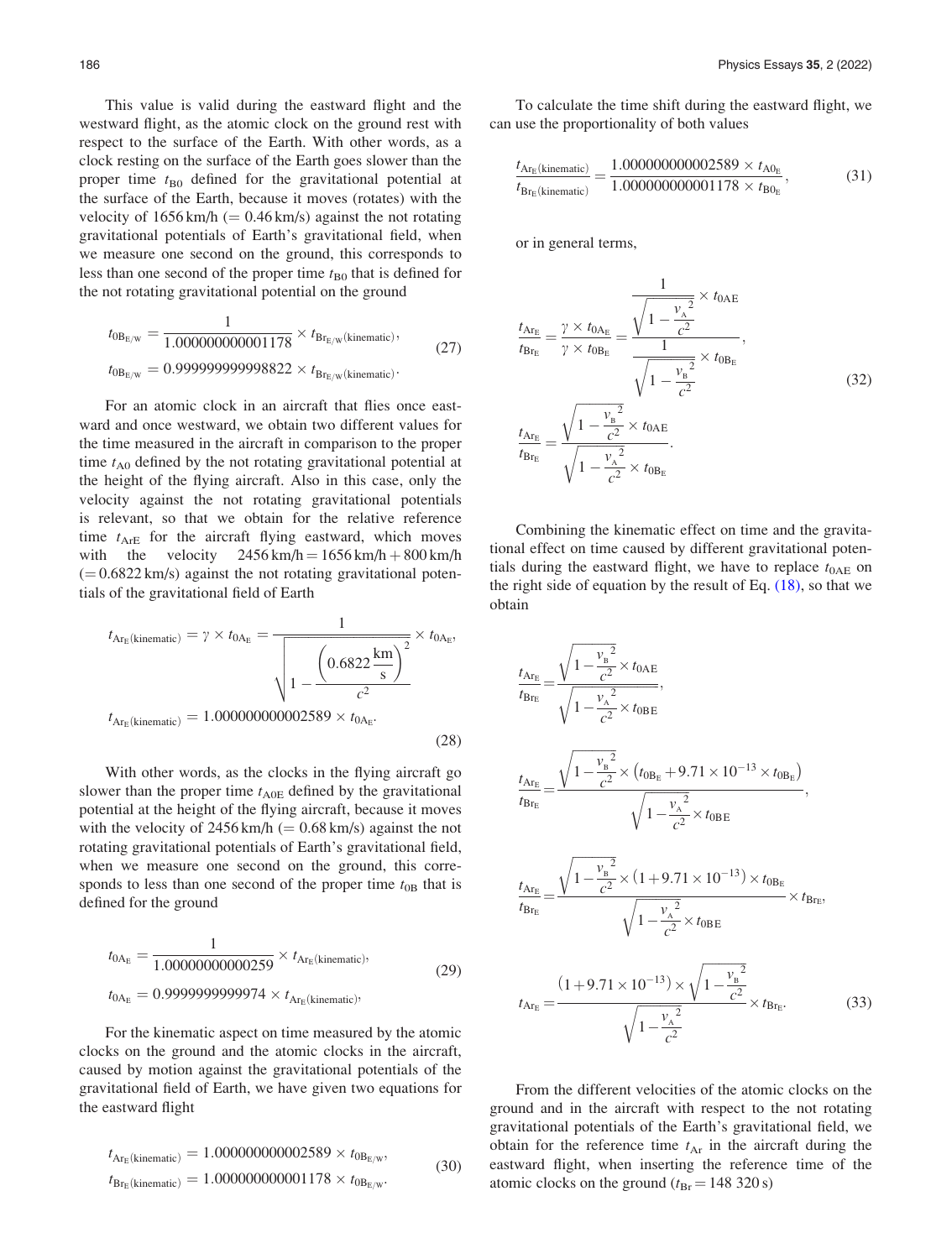This value is valid during the eastward flight and the westward flight, as the atomic clock on the ground rest with respect to the surface of the Earth. With other words, as a clock resting on the surface of the Earth goes slower than the proper time $t_{B0}$ defined for the gravitational potential at the surface of the Earth, because it moves (rotates) with the velocity of 1656 km/h (= 0.46 km/s) against the not rotating gravitational potentials of Earth's gravitational field, when we measure one second on the ground, this corresponds to less than one second of the proper time $t_{B0}$ that is defined for the not rotating gravitational potential on the ground

$$
\begin{aligned}
t_{0B_{E/W}} &= \frac{1}{1.000000000001178} \times t_{Br_{E/W}(\text{kinematic})}, \\
t_{0B_{E/W}} &= 0.999999999998822 \times t_{Br_{E/W}(\text{kinematic})}.
\end{aligned} \tag{27}
$$

For an atomic clock in an aircraft that flies once eastward and once westward, we obtain two different values for the time measured in the aircraft in comparison to the proper time $t_{A0}$ defined by the not rotating gravitational potential at the height of the flying aircraft. Also in this case, only the velocity against the not rotating gravitational potentials is relevant, so that we obtain for the relative reference time $t_{ArE}$ for the aircraft flying eastward, which moves with the velocity 2456 km/h = 1656 km/h + 800 km/h (= 0.6822 km/s) against the not rotating gravitational potentials of the gravitational field of Earth

$$
\begin{aligned}
t_{Ar_E(\text{kinematic})} &= \gamma \times t_{0A_E} = \frac{1}{\sqrt{1 - \frac{\left(0.6822 \frac{\text{km}}{\text{s}}\right)^2}{c^2}}} \times t_{0A_E}, \\
t_{Ar_E(\text{kinematic})} &= 1.000000000002589 \times t_{0A_E}.
\end{aligned} \tag{28}
$$

With other words, as the clocks in the flying aircraft go slower than the proper time $t_{A0E}$ defined by the gravitational potential at the height of the flying aircraft, because it moves with the velocity of 2456 km/h (= 0.68 km/s) against the not rotating gravitational potentials of Earth's gravitational field, when we measure one second on the ground, this corresponds to less than one second of the proper time $t_{0B}$ that is defined for the ground

$$
\begin{aligned}
t_{0A_E} &= \frac{1}{1.00000000000259} \times t_{Ar_E(\text{kinematic})}, \\
t_{0A_E} &= 0.9999999999974 \times t_{Ar_E(\text{kinematic})},
\end{aligned} \tag{29}
$$

For the kinematic aspect on time measured by the atomic clocks on the ground and the atomic clocks in the aircraft, caused by motion against the gravitational potentials of the gravitational field of Earth, we have given two equations for the eastward flight

$$
\begin{aligned}
t_{Ar_E(\text{kinematic})} &= 1.000000000002589 \times t_{0B_{E/W}}, \\
t_{Br_E(\text{kinematic})} &= 1.000000000001178 \times t_{0B_{E/W}}.
\end{aligned} \tag{30}
$$

To calculate the time shift during the eastward flight, we can use the proportionality of both values

$$
\frac{t_{Ar_E(\text{kinematic})}}{t_{Br_E(\text{kinematic})}} = \frac{1.000000000002589 \times t_{A0_E}}{1.000000000001178 \times t_{B0_E}}, \tag{31}
$$

or in general terms,

$$
\begin{aligned}
\frac{t_{Ar_E}}{t_{Br_E}} &= \frac{\gamma \times t_{0A_E}}{\gamma \times t_{0B_E}} = \frac{\frac{1}{\sqrt{1 - \frac{v_A^2}{c^2}}} \times t_{0AE}}{\frac{1}{\sqrt{1 - \frac{v_B^2}{c^2}}} \times t_{0B_E}}, \\
\frac{t_{Ar_E}}{t_{Br_E}} &= \frac{\sqrt{1 - \frac{v_B^2}{c^2}} \times t_{0AE}}{\sqrt{1 - \frac{v_A^2}{c^2}} \times t_{0B_E}}.
\end{aligned} \tag{32}
$$

Combining the kinematic effect on time and the gravitational effect on time caused by different gravitational potentials during the eastward flight, we have to replace $t_{0AE}$ on the right side of equation by the result of Eq. (18), so that we obtain

$$
\begin{aligned}
\frac{t_{Ar_E}}{t_{Br_E}} &= \frac{\sqrt{1 - \frac{v_B^2}{c^2}} \times t_{0AE}}{\sqrt{1 - \frac{v_A^2}{c^2}} \times t_{0BE}}, \\
\frac{t_{Ar_E}}{t_{Br_E}} &= \frac{\sqrt{1 - \frac{v_B^2}{c^2}} \times \left(t_{0B_E} + 9.71 \times 10^{-13} \times t_{0B_E}\right)}{\sqrt{1 - \frac{v_A^2}{c^2}} \times t_{0BE}}, \\
\frac{t_{Ar_E}}{t_{Br_E}} &= \frac{\sqrt{1 - \frac{v_B^2}{c^2}} \times \left(1 + 9.71 \times 10^{-13}\right) \times t_{0B_E}}{\sqrt{1 - \frac{v_A^2}{c^2}} \times t_{0BE}} \times t_{Br_E}, \\
t_{Ar_E} &= \frac{\left(1 + 9.71 \times 10^{-13}\right) \times \sqrt{1 - \frac{v_B^2}{c^2}}}{\sqrt{1 - \frac{v_A^2}{c^2}}} \times t_{Br_E}.
\end{aligned} \tag{33}
$$

From the different velocities of the atomic clocks on the ground and in the aircraft with respect to the not rotating gravitational potentials of the Earth's gravitational field, we obtain for the reference time $t_{Ar}$ in the aircraft during the eastward flight, when inserting the reference time of the atomic clocks on the ground ($t_{Br}$ = 148 320 s)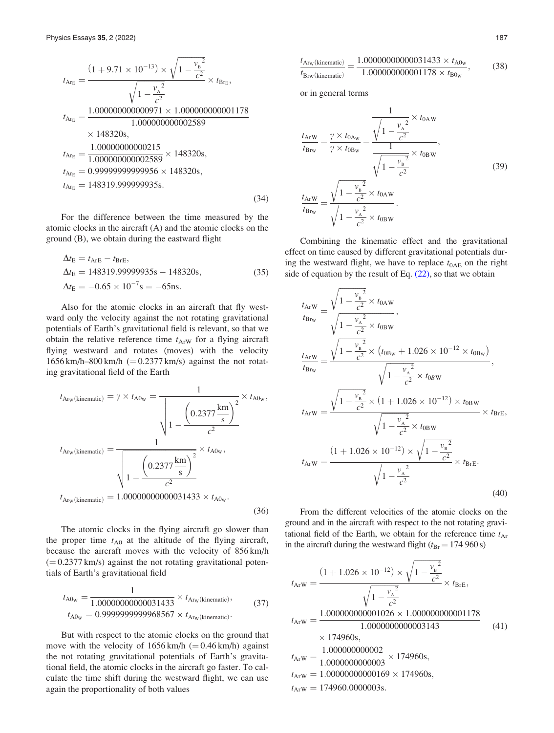$$
\begin{aligned}
t_{\mathrm{Ar_E}} &= \frac{\left(1+9.71\times 10^{-13}\right)\times\sqrt{1-\frac{v_{\mathrm{B}}^{2}}{c^{2}}}}{\sqrt{1-\frac{v_{\mathrm{A}}^{2}}{c^{2}}}}\times t_{\mathrm{Br_E}},\\
t_{\mathrm{Ar_E}} &= \frac{1.000000000000971\times 1.000000000001178}{1.000000000002589}\\
&\quad\times 148320\mathrm{s},\\
t_{\mathrm{Ar_E}} &= \frac{1.00000000000215}{1.000000000002589}\times 148320\mathrm{s},\\
t_{\mathrm{Ar_E}} &= 0.99999999999956\times 148320\mathrm{s},\\
t_{\mathrm{Ar_E}} &= 148319.999999935\mathrm{s}.
\end{aligned}
\tag{34}
$$

For the difference between the time measured by the atomic clocks in the aircraft (A) and the atomic clocks on the ground (B), we obtain during the eastward flight

$$
\begin{aligned}
\Delta t_{\mathrm{E}} &= t_{\mathrm{ArE}} - t_{\mathrm{BrE}},\\
\Delta t_{\mathrm{E}} &= 148319.99999935\mathrm{s} - 148320\mathrm{s},\\
\Delta t_{\mathrm{E}} &= -0.65\times 10^{-7}\mathrm{s} = -65\mathrm{ns}.
\end{aligned}
\tag{35}
$$

Also for the atomic clocks in an aircraft that fly westward only the velocity against the not rotating gravitational potentials of Earth's gravitational field is relevant, so that we obtain the relative reference time $t_{\mathrm{ArW}}$ for a flying aircraft flying westward and rotates (moves) with the velocity 1656 km/h–800 km/h (= 0.2377 km/s) against the not rotating gravitational field of the Earth

$$
\begin{aligned}
t_{\mathrm{Ar_W(kinematic)}} &= \gamma\times t_{\mathrm{A0_W}} = \frac{1}{\sqrt{1-\frac{\left(0.2377\frac{\mathrm{km}}{\mathrm{s}}\right)^{2}}{c^{2}}}}\times t_{\mathrm{A0_W}},\\
t_{\mathrm{Ar_W(kinematic)}} &= \frac{1}{\sqrt{1-\frac{\left(0.2377\frac{\mathrm{km}}{\mathrm{s}}\right)^{2}}{c^{2}}}}\times t_{\mathrm{A0_W}},\\
t_{\mathrm{Ar_W(kinematic)}} &= 1.00000000000031433\times t_{\mathrm{A0_W}}.
\end{aligned}
\tag{36}
$$

The atomic clocks in the flying aircraft go slower than the proper time $t_{\mathrm{A0}}$ at the altitude of the flying aircraft, because the aircraft moves with the velocity of 856 km/h (= 0.2377 km/s) against the not rotating gravitational potentials of Earth's gravitational field

$$
\begin{aligned}
t_{\mathrm{A0_W}} &= \frac{1}{1.00000000000031433}\times t_{\mathrm{Ar_W(kinematic)}},\\
t_{\mathrm{A0_W}} &= 0.9999999999968567\times t_{\mathrm{Ar_W(kinematic)}}.
\end{aligned}
\tag{37}
$$

But with respect to the atomic clocks on the ground that move with the velocity of 1656 km/h (= 0.46 km/h) against the not rotating gravitational potentials of Earth's gravitational field, the atomic clocks in the aircraft go faster. To calculate the time shift during the westward flight, we can use again the proportionality of both values

$$
\frac{t_{\mathrm{Ar_W(kinematic)}}}{t_{\mathrm{Br_W(kinematic)}}} = \frac{1.00000000000031433\times t_{\mathrm{A0_W}}}{1.000000000001178\times t_{\mathrm{B0_W}}},
\tag{38}
$$

or in general terms

$$
\begin{aligned}
\frac{t_{\mathrm{ArW}}}{t_{\mathrm{Br_W}}} &= \frac{\gamma\times t_{0\mathrm{A_W}}}{\gamma\times t_{0\mathrm{B_W}}} = \frac{\frac{1}{\sqrt{1-\frac{v_{\mathrm{A}}^{2}}{c^{2}}}}\times t_{0\mathrm{AW}}}{\frac{1}{\sqrt{1-\frac{v_{\mathrm{B}}^{2}}{c^{2}}}}\times t_{0\mathrm{BW}}},\\
\frac{t_{\mathrm{ArW}}}{t_{\mathrm{Br_W}}} &= \frac{\sqrt{1-\frac{v_{\mathrm{B}}^{2}}{c^{2}}}\times t_{0\mathrm{AW}}}{\sqrt{1-\frac{v_{\mathrm{A}}^{2}}{c^{2}}}\times t_{0\mathrm{BW}}}.
\end{aligned}
\tag{39}
$$

Combining the kinematic effect and the gravitational effect on time caused by different gravitational potentials during the westward flight, we have to replace $t_{0\mathrm{AE}}$ on the right side of equation by the result of Eq. (22), so that we obtain

$$
\begin{aligned}
\frac{t_{\mathrm{ArW}}}{t_{\mathrm{Br_W}}} &= \frac{\sqrt{1-\frac{v_{\mathrm{B}}^{2}}{c^{2}}}\times t_{0\mathrm{AW}}}{\sqrt{1-\frac{v_{\mathrm{A}}^{2}}{c^{2}}}\times t_{0\mathrm{BW}}},\\
\frac{t_{\mathrm{ArW}}}{t_{\mathrm{Br_W}}} &= \frac{\sqrt{1-\frac{v_{\mathrm{B}}^{2}}{c^{2}}}\times\left(t_{0\mathrm{B_W}}+1.026\times 10^{-12}\times t_{0\mathrm{B_W}}\right)}{\sqrt{1-\frac{v_{\mathrm{A}}^{2}}{c^{2}}}\times t_{0B\mathrm{W}}},\\
t_{\mathrm{ArW}} &= \frac{\sqrt{1-\frac{v_{\mathrm{B}}^{2}}{c^{2}}}\times\left(1+1.026\times 10^{-12}\right)\times t_{0\mathrm{BW}}}{\sqrt{1-\frac{v_{\mathrm{A}}^{2}}{c^{2}}}\times t_{0\mathrm{BW}}}\times t_{\mathrm{BrE}},\\
t_{\mathrm{ArW}} &= \frac{\left(1+1.026\times 10^{-12}\right)\times\sqrt{1-\frac{v_{\mathrm{B}}^{2}}{c^{2}}}}{\sqrt{1-\frac{v_{\mathrm{A}}^{2}}{c^{2}}}}\times t_{\mathrm{BrE}}.
\end{aligned}
\tag{40}
$$

From the different velocities of the atomic clocks on the ground and in the aircraft with respect to the not rotating gravitational field of the Earth, we obtain for the reference time $t_{\mathrm{Ar}}$ in the aircraft during the westward flight ($t_{\mathrm{Br}} = 174\,960\,\mathrm{s}$)

$$
\begin{aligned}
t_{\mathrm{ArW}} &= \frac{\left(1+1.026\times 10^{-12}\right)\times\sqrt{1-\frac{v_{\mathrm{B}}^{2}}{c^{2}}}}{\sqrt{1-\frac{v_{\mathrm{A}}^{2}}{c^{2}}}}\times t_{\mathrm{BrE}},\\
t_{\mathrm{ArW}} &= \frac{1.000000000001026\times 1.000000000001178}{1.0000000000003143}\\
&\quad\times 174960\mathrm{s},\\
t_{\mathrm{ArW}} &= \frac{1.000000000002}{1.0000000000003}\times 174960\mathrm{s},\\
t_{\mathrm{ArW}} &= 1.00000000000169\times 174960\mathrm{s},\\
t_{\mathrm{ArW}} &= 174960.0000003\mathrm{s}.
\end{aligned}
\tag{41}
$$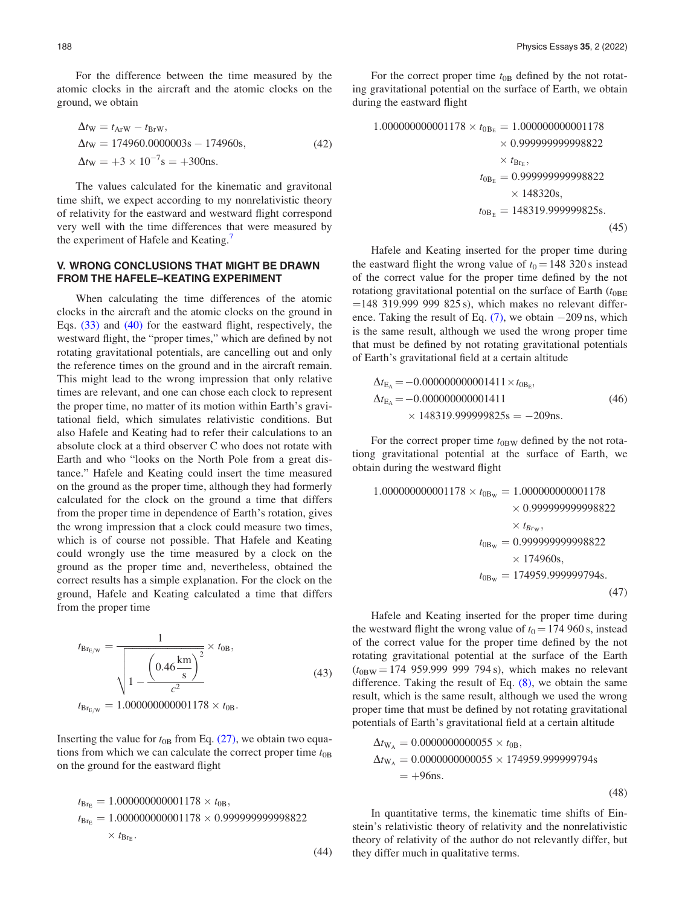For the difference between the time measured by the atomic clocks in the aircraft and the atomic clocks on the ground, we obtain

$$
\begin{aligned}
\Delta t_{\mathrm{W}} &= t_{\mathrm{ArW}} - t_{\mathrm{BrW}}, \\
\Delta t_{\mathrm{W}} &= 174960.0000003\mathrm{s} - 174960\mathrm{s}, \\
\Delta t_{\mathrm{W}} &= +3 \times 10^{-7}\mathrm{s} = +300\mathrm{ns}.
\end{aligned} \tag{42}
$$

The values calculated for the kinematic and gravitonal time shift, we expect according to my nonrelativistic theory of relativity for the eastward and westward flight correspond very well with the time differences that were measured by the experiment of Hafele and Keating.[7]

## V. WRONG CONCLUSIONS THAT MIGHT BE DRAWN FROM THE HAFELE–KEATING EXPERIMENT

When calculating the time differences of the atomic clocks in the aircraft and the atomic clocks on the ground in Eqs. (33) and (40) for the eastward flight, respectively, the westward flight, the "proper times," which are defined by not rotating gravitational potentials, are cancelling out and only the reference times on the ground and in the aircraft remain. This might lead to the wrong impression that only relative times are relevant, and one can chose each clock to represent the proper time, no matter of its motion within Earth's gravitational field, which simulates relativistic conditions. But also Hafele and Keating had to refer their calculations to an absolute clock at a third observer C who does not rotate with Earth and who "looks on the North Pole from a great distance." Hafele and Keating could insert the time measured on the ground as the proper time, although they had formerly calculated for the clock on the ground a time that differs from the proper time in dependence of Earth's rotation, gives the wrong impression that a clock could measure two times, which is of course not possible. That Hafele and Keating could wrongly use the time measured by a clock on the ground as the proper time and, nevertheless, obtained the correct results has a simple explanation. For the clock on the ground, Hafele and Keating calculated a time that differs from the proper time

$$
\begin{aligned}
t_{\mathrm{Br_{E/W}}} &= \frac{1}{\sqrt{1 - \dfrac{\left(0.46\dfrac{\mathrm{km}}{\mathrm{s}}\right)^2}{c^2}}} \times t_{0\mathrm{B}}, \\
t_{\mathrm{Br_{E/W}}} &= 1.000000000001178 \times t_{0\mathrm{B}}.
\end{aligned} \tag{43}
$$

Inserting the value for $t_{0\mathrm{B}}$ from Eq. (27), we obtain two equations from which we can calculate the correct proper time $t_{0\mathrm{B}}$ on the ground for the eastward flight

$$
\begin{aligned}
t_{\mathrm{Br_E}} &= 1.000000000001178 \times t_{0\mathrm{B}}, \\
t_{\mathrm{Br_E}} &= 1.000000000001178 \times 0.999999999998822 \\
&\quad \times t_{\mathrm{Br_E}}.
\end{aligned} \tag{44}
$$

For the correct proper time $t_{0\mathrm{B}}$ defined by the not rotating gravitational potential on the surface of Earth, we obtain during the eastward flight

$$
\begin{aligned}
1.000000000001178 \times t_{0\mathrm{B_E}} &= 1.000000000001178 \\
&\quad \times 0.999999999998822 \\
&\quad \times t_{\mathrm{Br_E}}, \\
t_{0\mathrm{B_E}} &= 0.999999999998822 \\
&\quad \times 148320\mathrm{s}, \\
t_{0\mathrm{B_E}} &= 148319.999999825\mathrm{s}.
\end{aligned} \tag{45}
$$

Hafele and Keating inserted for the proper time during the eastward flight the wrong value of $t_0 = 148\,320$ s instead of the correct value for the proper time defined by the not rotationg gravitational potential on the surface of Earth ($t_{0\mathrm{BE}} = 148\,319.999\,999\,825$ s), which makes no relevant difference. Taking the result of Eq. (7), we obtain $-209$ ns, which is the same result, although we used the wrong proper time that must be defined by not rotating gravitational potentials of Earth's gravitational field at a certain altitude

$$
\begin{aligned}
\Delta t_{\mathrm{E_A}} &= -0.000000000001411 \times t_{0\mathrm{B_E}}, \\
\Delta t_{\mathrm{E_A}} &= -0.000000000001411 \\
&\quad \times 148319.999999825\mathrm{s} = -209\mathrm{ns}.
\end{aligned} \tag{46}
$$

For the correct proper time $t_{0\mathrm{BW}}$ defined by the not rotationg gravitational potential at the surface of Earth, we obtain during the westward flight

$$
\begin{aligned}
1.000000000001178 \times t_{0\mathrm{B_W}} &= 1.000000000001178 \\
&\quad \times 0.999999999998822 \\
&\quad \times t_{Br_{\mathrm{W}}}, \\
t_{0\mathrm{B_W}} &= 0.999999999998822 \\
&\quad \times 174960\mathrm{s}, \\
t_{0\mathrm{B_W}} &= 174959.999999794\mathrm{s}.
\end{aligned} \tag{47}
$$

Hafele and Keating inserted for the proper time during the westward flight the wrong value of $t_0 = 174\,960$ s, instead of the correct value for the proper time defined by the not rotating gravitational potential at the surface of the Earth ($t_{0\mathrm{BW}} = 174\,959.999\,999\,794$ s), which makes no relevant difference. Taking the result of Eq. (8), we obtain the same result, which is the same result, although we used the wrong proper time that must be defined by not rotating gravitational potentials of Earth's gravitational field at a certain altitude

$$
\begin{aligned}
\Delta t_{\mathrm{W_A}} &= 0.0000000000055 \times t_{0\mathrm{B}}, \\
\Delta t_{\mathrm{W_A}} &= 0.0000000000055 \times 174959.999999794\mathrm{s} \\
&= +96\mathrm{ns}.
\end{aligned} \tag{48}
$$

In quantitative terms, the kinematic time shifts of Einstein's relativistic theory of relativity and the nonrelativistic theory of relativity of the author do not relevantly differ, but they differ much in qualitative terms.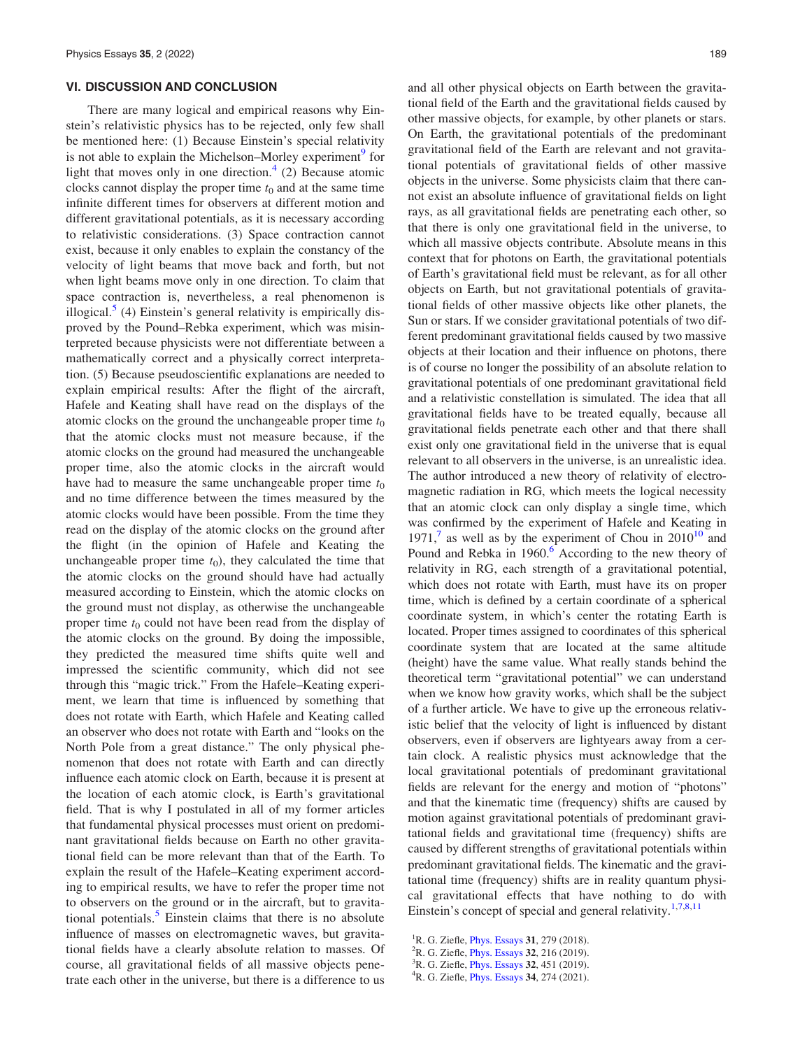## VI. DISCUSSION AND CONCLUSION

There are many logical and empirical reasons why Einstein's relativistic physics has to be rejected, only few shall be mentioned here: (1) Because Einstein's special relativity is not able to explain the Michelson–Morley experiment[9] for light that moves only in one direction.[4] (2) Because atomic clocks cannot display the proper time $t_0$ and at the same time infinite different times for observers at different motion and different gravitational potentials, as it is necessary according to relativistic considerations. (3) Space contraction cannot exist, because it only enables to explain the constancy of the velocity of light beams that move back and forth, but not when light beams move only in one direction. To claim that space contraction is, nevertheless, a real phenomenon is illogical.[5] (4) Einstein's general relativity is empirically disproved by the Pound–Rebka experiment, which was misinterpreted because physicists were not differentiate between a mathematically correct and a physically correct interpretation. (5) Because pseudoscientific explanations are needed to explain empirical results: After the flight of the aircraft, Hafele and Keating shall have read on the displays of the atomic clocks on the ground the unchangeable proper time $t_0$ that the atomic clocks must not measure because, if the atomic clocks on the ground had measured the unchangeable proper time, also the atomic clocks in the aircraft would have had to measure the same unchangeable proper time $t_0$ and no time difference between the times measured by the atomic clocks would have been possible. From the time they read on the display of the atomic clocks on the ground after the flight (in the opinion of Hafele and Keating the unchangeable proper time $t_0$), they calculated the time that the atomic clocks on the ground should have had actually measured according to Einstein, which the atomic clocks on the ground must not display, as otherwise the unchangeable proper time $t_0$ could not have been read from the display of the atomic clocks on the ground. By doing the impossible, they predicted the measured time shifts quite well and impressed the scientific community, which did not see through this "magic trick." From the Hafele–Keating experiment, we learn that time is influenced by something that does not rotate with Earth, which Hafele and Keating called an observer who does not rotate with Earth and "looks on the North Pole from a great distance." The only physical phenomenon that does not rotate with Earth and can directly influence each atomic clock on Earth, because it is present at the location of each atomic clock, is Earth's gravitational field. That is why I postulated in all of my former articles that fundamental physical processes must orient on predominant gravitational fields because on Earth no other gravitational field can be more relevant than that of the Earth. To explain the result of the Hafele–Keating experiment according to empirical results, we have to refer the proper time not to observers on the ground or in the aircraft, but to gravitational potentials.[5] Einstein claims that there is no absolute influence of masses on electromagnetic waves, but gravitational fields have a clearly absolute relation to masses. Of course, all gravitational fields of all massive objects penetrate each other in the universe, but there is a difference to us and all other physical objects on Earth between the gravitational field of the Earth and the gravitational fields caused by other massive objects, for example, by other planets or stars. On Earth, the gravitational potentials of the predominant gravitational field of the Earth are relevant and not gravitational potentials of gravitational fields of other massive objects in the universe. Some physicists claim that there cannot exist an absolute influence of gravitational fields on light rays, as all gravitational fields are penetrating each other, so that there is only one gravitational field in the universe, to which all massive objects contribute. Absolute means in this context that for photons on Earth, the gravitational potentials of Earth's gravitational field must be relevant, as for all other objects on Earth, but not gravitational potentials of gravitational fields of other massive objects like other planets, the Sun or stars. If we consider gravitational potentials of two different predominant gravitational fields caused by two massive objects at their location and their influence on photons, there is of course no longer the possibility of an absolute relation to gravitational potentials of one predominant gravitational field and a relativistic constellation is simulated. The idea that all gravitational fields have to be treated equally, because all gravitational fields penetrate each other and that there shall exist only one gravitational field in the universe that is equal relevant to all observers in the universe, is an unrealistic idea. The author introduced a new theory of relativity of electromagnetic radiation in RG, which meets the logical necessity that an atomic clock can only display a single time, which was confirmed by the experiment of Hafele and Keating in 1971,[7] as well as by the experiment of Chou in 2010[10] and Pound and Rebka in 1960.[6] According to the new theory of relativity in RG, each strength of a gravitational potential, which does not rotate with Earth, must have its on proper time, which is defined by a certain coordinate of a spherical coordinate system, in which's center the rotating Earth is located. Proper times assigned to coordinates of this spherical coordinate system that are located at the same altitude (height) have the same value. What really stands behind the theoretical term "gravitational potential" we can understand when we know how gravity works, which shall be the subject of a further article. We have to give up the erroneous relativistic belief that the velocity of light is influenced by distant observers, even if observers are lightyears away from a certain clock. A realistic physics must acknowledge that the local gravitational potentials of predominant gravitational fields are relevant for the energy and motion of "photons" and that the kinematic time (frequency) shifts are caused by motion against gravitational potentials of predominant gravitational fields and gravitational time (frequency) shifts are caused by different strengths of gravitational potentials within predominant gravitational fields. The kinematic and the gravitational time (frequency) shifts are in reality quantum physical gravitational effects that have nothing to do with Einstein's concept of special and general relativity.[1,7,8,11]

[1] R. G. Ziefle, Phys. Essays **31**, 279 (2018).
[2] R. G. Ziefle, Phys. Essays **32**, 216 (2019).
[3] R. G. Ziefle, Phys. Essays **32**, 451 (2019).
[4] R. G. Ziefle, Phys. Essays **34**, 274 (2021).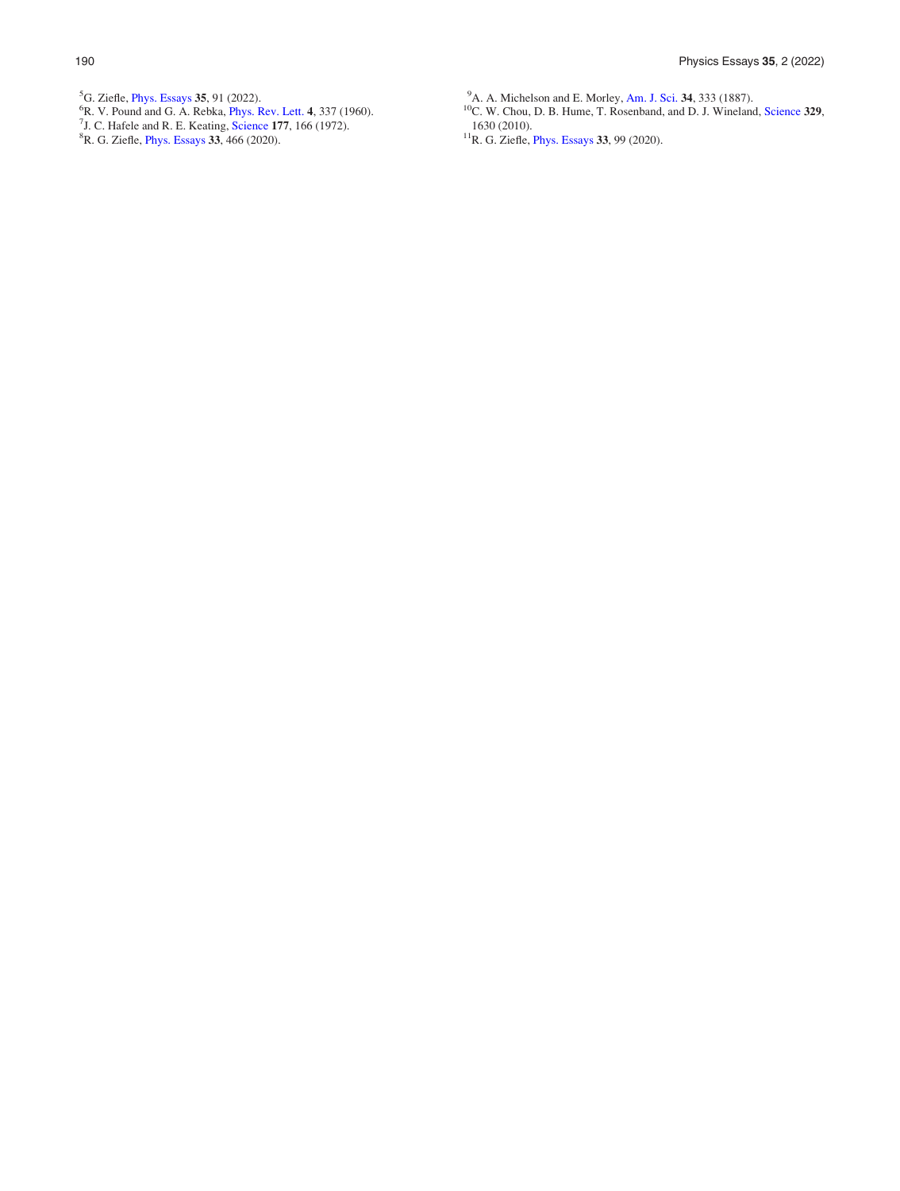[5]G. Ziefle, Phys. Essays **35**, 91 (2022).

[6]R. V. Pound and G. A. Rebka, Phys. Rev. Lett. **4**, 337 (1960).

[7]J. C. Hafele and R. E. Keating, Science **177**, 166 (1972).

[8]R. G. Ziefle, Phys. Essays **33**, 466 (2020).

[9]A. A. Michelson and E. Morley, Am. J. Sci. **34**, 333 (1887).

[10]C. W. Chou, D. B. Hume, T. Rosenband, and D. J. Wineland, Science **329**, 1630 (2010).

[11]R. G. Ziefle, Phys. Essays **33**, 99 (2020).